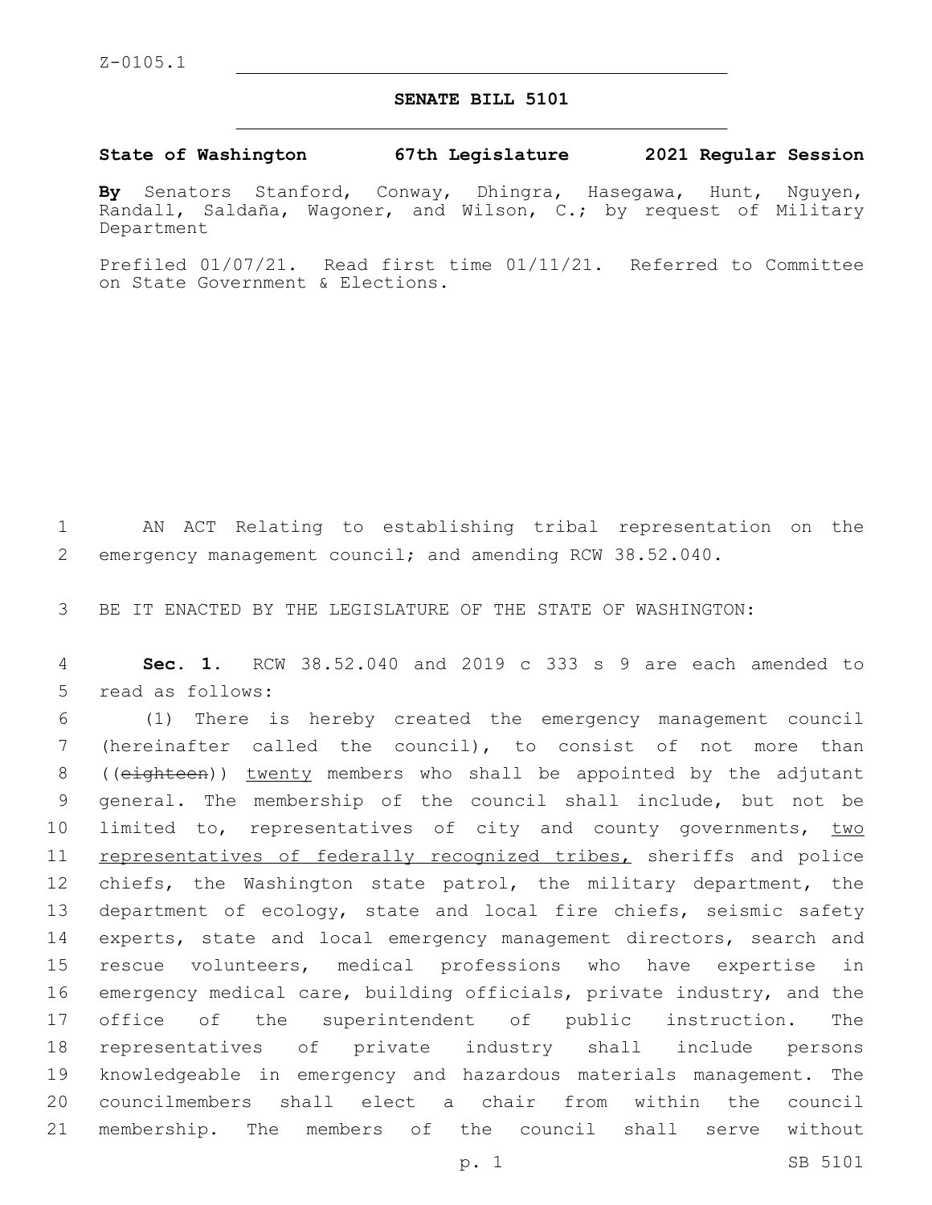Z-0105.1

# SENATE BILL 5101

**State of Washington 67th Legislature 2021 Regular Session**

**By** Senators Stanford, Conway, Dhingra, Hasegawa, Hunt, Nguyen, Randall, Saldaña, Wagoner, and Wilson, C.; by request of Military Department

Prefiled 01/07/21. Read first time 01/11/21. Referred to Committee on State Government & Elections.

AN ACT Relating to establishing tribal representation on the emergency management council; and amending RCW 38.52.040.

BE IT ENACTED BY THE LEGISLATURE OF THE STATE OF WASHINGTON:

**Sec. 1.** RCW 38.52.040 and 2019 c 333 s 9 are each amended to read as follows:

(1) There is hereby created the emergency management council (hereinafter called the council), to consist of not more than ((~~eighteen~~)) <u>twenty</u> members who shall be appointed by the adjutant general. The membership of the council shall include, but not be limited to, representatives of city and county governments, <u>two representatives of federally recognized tribes,</u> sheriffs and police chiefs, the Washington state patrol, the military department, the department of ecology, state and local fire chiefs, seismic safety experts, state and local emergency management directors, search and rescue volunteers, medical professions who have expertise in emergency medical care, building officials, private industry, and the office of the superintendent of public instruction. The representatives of private industry shall include persons knowledgeable in emergency and hazardous materials management. The councilmembers shall elect a chair from within the council membership. The members of the council shall serve without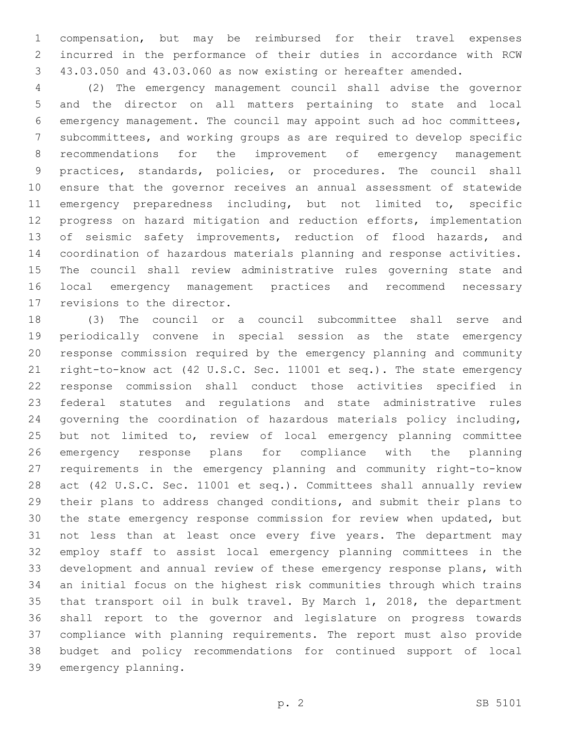compensation, but may be reimbursed for their travel expenses incurred in the performance of their duties in accordance with RCW 43.03.050 and 43.03.060 as now existing or hereafter amended.

(2) The emergency management council shall advise the governor and the director on all matters pertaining to state and local emergency management. The council may appoint such ad hoc committees, subcommittees, and working groups as are required to develop specific recommendations for the improvement of emergency management practices, standards, policies, or procedures. The council shall ensure that the governor receives an annual assessment of statewide emergency preparedness including, but not limited to, specific progress on hazard mitigation and reduction efforts, implementation of seismic safety improvements, reduction of flood hazards, and coordination of hazardous materials planning and response activities. The council shall review administrative rules governing state and local emergency management practices and recommend necessary revisions to the director.

(3) The council or a council subcommittee shall serve and periodically convene in special session as the state emergency response commission required by the emergency planning and community right-to-know act (42 U.S.C. Sec. 11001 et seq.). The state emergency response commission shall conduct those activities specified in federal statutes and regulations and state administrative rules governing the coordination of hazardous materials policy including, but not limited to, review of local emergency planning committee emergency response plans for compliance with the planning requirements in the emergency planning and community right-to-know act (42 U.S.C. Sec. 11001 et seq.). Committees shall annually review their plans to address changed conditions, and submit their plans to the state emergency response commission for review when updated, but not less than at least once every five years. The department may employ staff to assist local emergency planning committees in the development and annual review of these emergency response plans, with an initial focus on the highest risk communities through which trains that transport oil in bulk travel. By March 1, 2018, the department shall report to the governor and legislature on progress towards compliance with planning requirements. The report must also provide budget and policy recommendations for continued support of local emergency planning.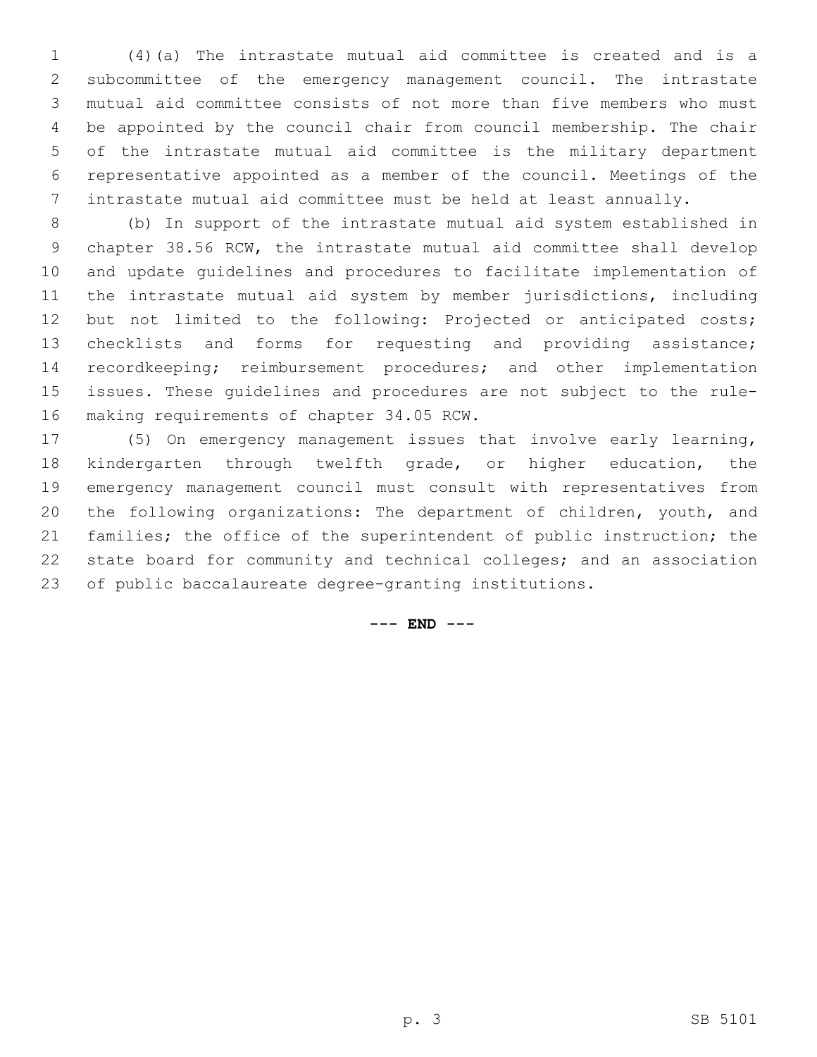(4)(a) The intrastate mutual aid committee is created and is a subcommittee of the emergency management council. The intrastate mutual aid committee consists of not more than five members who must be appointed by the council chair from council membership. The chair of the intrastate mutual aid committee is the military department representative appointed as a member of the council. Meetings of the intrastate mutual aid committee must be held at least annually.

(b) In support of the intrastate mutual aid system established in chapter 38.56 RCW, the intrastate mutual aid committee shall develop and update guidelines and procedures to facilitate implementation of the intrastate mutual aid system by member jurisdictions, including but not limited to the following: Projected or anticipated costs; checklists and forms for requesting and providing assistance; recordkeeping; reimbursement procedures; and other implementation issues. These guidelines and procedures are not subject to the rule-making requirements of chapter 34.05 RCW.

(5) On emergency management issues that involve early learning, kindergarten through twelfth grade, or higher education, the emergency management council must consult with representatives from the following organizations: The department of children, youth, and families; the office of the superintendent of public instruction; the state board for community and technical colleges; and an association of public baccalaureate degree-granting institutions.

**--- END ---**